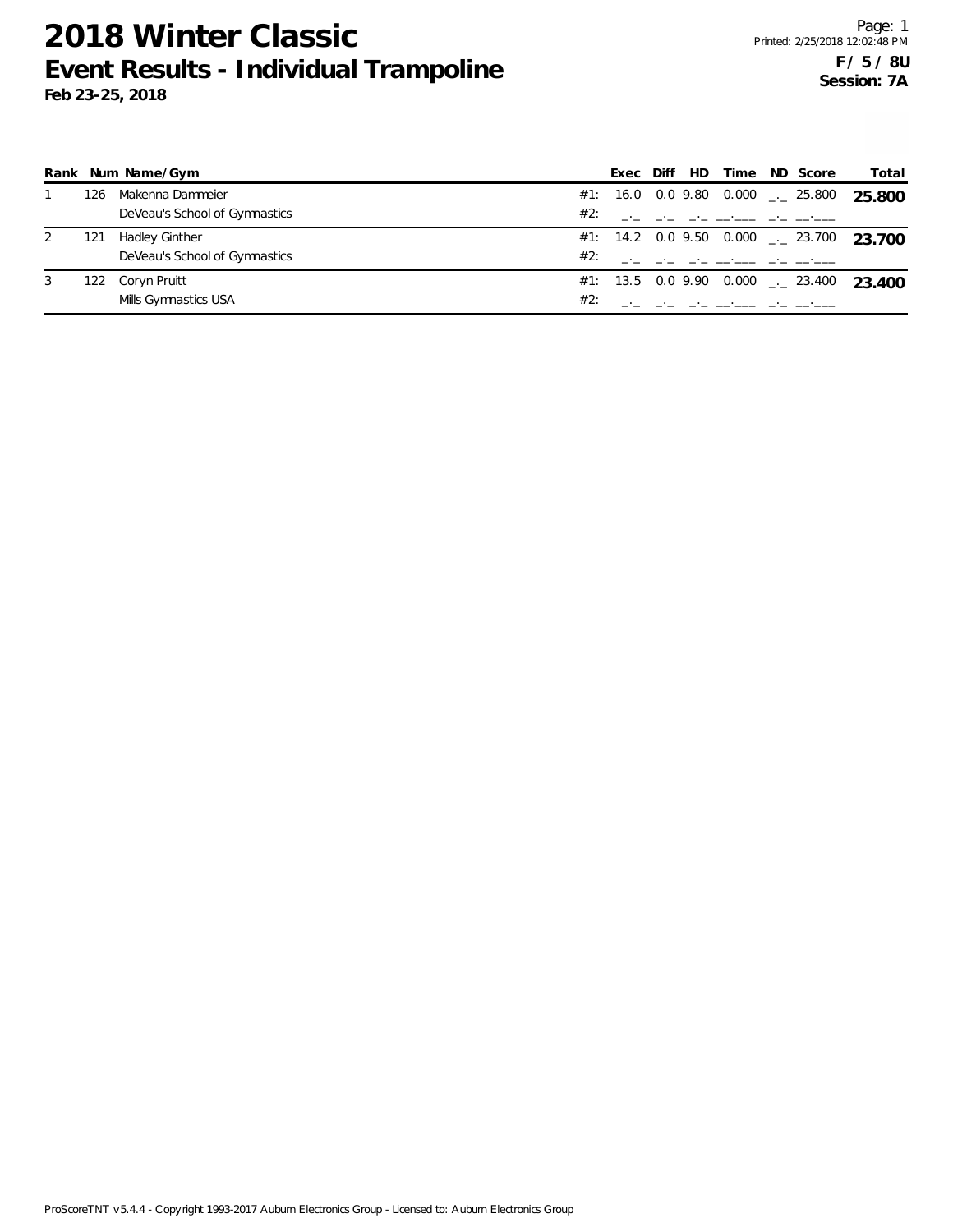# 2018 Winter Classic
## Event Results - Individual Trampoline
**Feb 23-25, 2018**

Printed: 2/25/2018 12:02:48 PM

**F / 5 / 8U**
**Session: 7A**

| Rank | Num | Name/Gym | | Exec | Diff | HD | Time | ND | Score | Total |
|---|---|---|---|---|---|---|---|---|---|---|
| 1 | 126 | Makenna Dammeier | #1: | 16.0 | 0.0 | 9.80 | 0.000 | _._ | 25.800 | **25.800** |
| | | DeVeau's School of Gymnastics | #2: | _._ | _._ | _._ | __.___ | _._ | __.___ | |
| 2 | 121 | Hadley Ginther | #1: | 14.2 | 0.0 | 9.50 | 0.000 | _._ | 23.700 | **23.700** |
| | | DeVeau's School of Gymnastics | #2: | _._ | _._ | _._ | __.___ | _._ | __.___ | |
| 3 | 122 | Coryn Pruitt | #1: | 13.5 | 0.0 | 9.90 | 0.000 | _._ | 23.400 | **23.400** |
| | | Mills Gymnastics USA | #2: | _._ | _._ | _._ | __.___ | _._ | __.___ | |

ProScoreTNT v5.4.4 - Copyright 1993-2017 Auburn Electronics Group - Licensed to: Auburn Electronics Group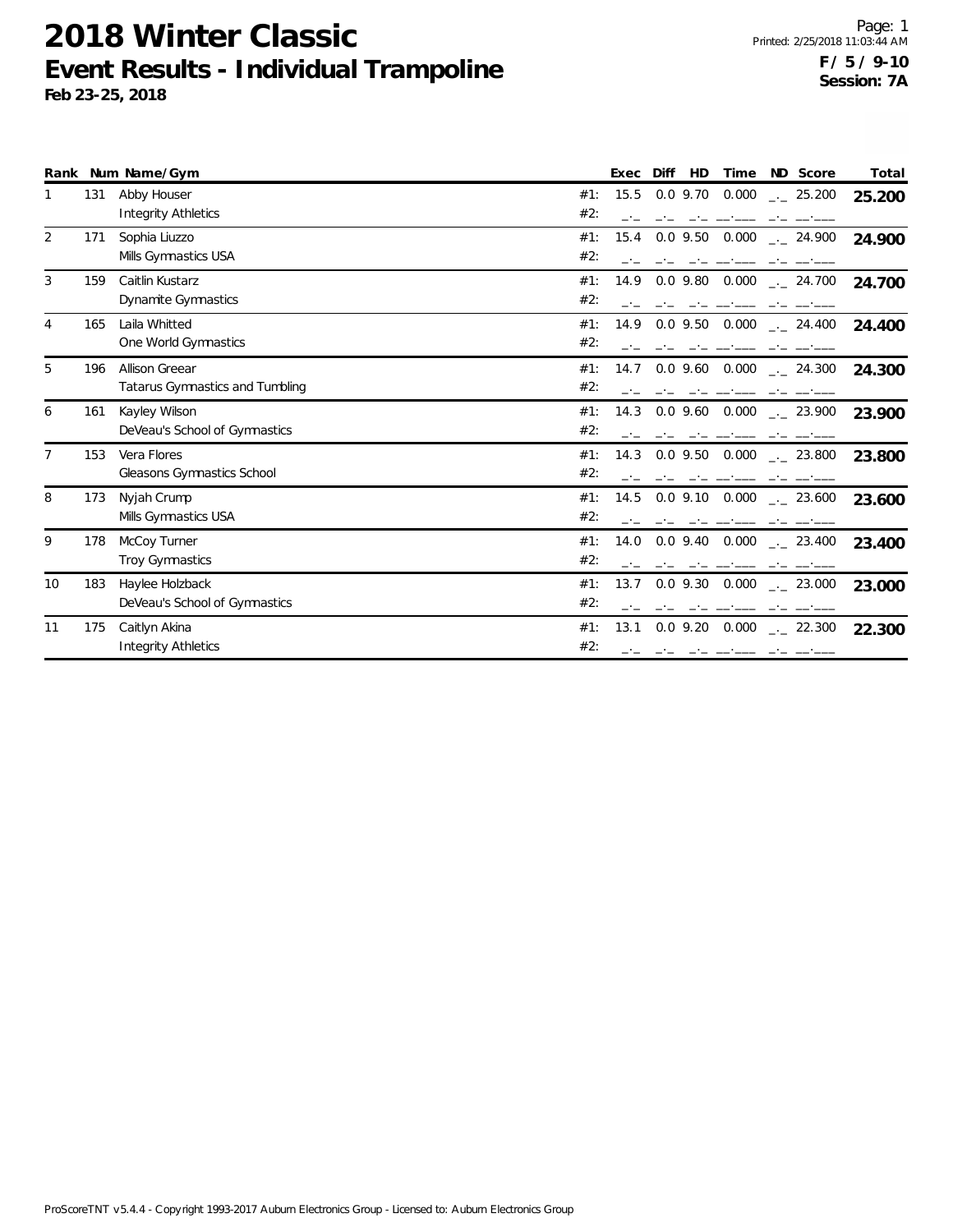# 2018 Winter Classic

## Event Results - Individual Trampoline

**Feb 23-25, 2018**

**F / 5 / 9-10**
**Session: 7A**

| Rank | Num | Name/Gym | | Exec | Diff | HD | Time | ND | Score | Total |
|---|---|---|---|---|---|---|---|---|---|---|
| 1 | 131 | Abby Houser | #1: | 15.5 | 0.0 | 9.70 | 0.000 | _._ | 25.200 | **25.200** |
| | | Integrity Athletics | #2: | _._ | _._ | _._ | __.___ | _._ | __.___ | |
| 2 | 171 | Sophia Liuzzo | #1: | 15.4 | 0.0 | 9.50 | 0.000 | _._ | 24.900 | **24.900** |
| | | Mills Gymnastics USA | #2: | _._ | _._ | _._ | __.___ | _._ | __.___ | |
| 3 | 159 | Caitlin Kustarz | #1: | 14.9 | 0.0 | 9.80 | 0.000 | _._ | 24.700 | **24.700** |
| | | Dynamite Gymnastics | #2: | _._ | _._ | _._ | __.___ | _._ | __.___ | |
| 4 | 165 | Laila Whitted | #1: | 14.9 | 0.0 | 9.50 | 0.000 | _._ | 24.400 | **24.400** |
| | | One World Gymnastics | #2: | _._ | _._ | _._ | __.___ | _._ | __.___ | |
| 5 | 196 | Allison Greear | #1: | 14.7 | 0.0 | 9.60 | 0.000 | _._ | 24.300 | **24.300** |
| | | Tatarus Gymnastics and Tumbling | #2: | _._ | _._ | _._ | __.___ | _._ | __.___ | |
| 6 | 161 | Kayley Wilson | #1: | 14.3 | 0.0 | 9.60 | 0.000 | _._ | 23.900 | **23.900** |
| | | DeVeau's School of Gymnastics | #2: | _._ | _._ | _._ | __.___ | _._ | __.___ | |
| 7 | 153 | Vera Flores | #1: | 14.3 | 0.0 | 9.50 | 0.000 | _._ | 23.800 | **23.800** |
| | | Gleasons Gymnastics School | #2: | _._ | _._ | _._ | __.___ | _._ | __.___ | |
| 8 | 173 | Nyjah Crump | #1: | 14.5 | 0.0 | 9.10 | 0.000 | _._ | 23.600 | **23.600** |
| | | Mills Gymnastics USA | #2: | _._ | _._ | _._ | __.___ | _._ | __.___ | |
| 9 | 178 | McCoy Turner | #1: | 14.0 | 0.0 | 9.40 | 0.000 | _._ | 23.400 | **23.400** |
| | | Troy Gymnastics | #2: | _._ | _._ | _._ | __.___ | _._ | __.___ | |
| 10 | 183 | Haylee Holzback | #1: | 13.7 | 0.0 | 9.30 | 0.000 | _._ | 23.000 | **23.000** |
| | | DeVeau's School of Gymnastics | #2: | _._ | _._ | _._ | __.___ | _._ | __.___ | |
| 11 | 175 | Caitlyn Akina | #1: | 13.1 | 0.0 | 9.20 | 0.000 | _._ | 22.300 | **22.300** |
| | | Integrity Athletics | #2: | _._ | _._ | _._ | __.___ | _._ | __.___ | |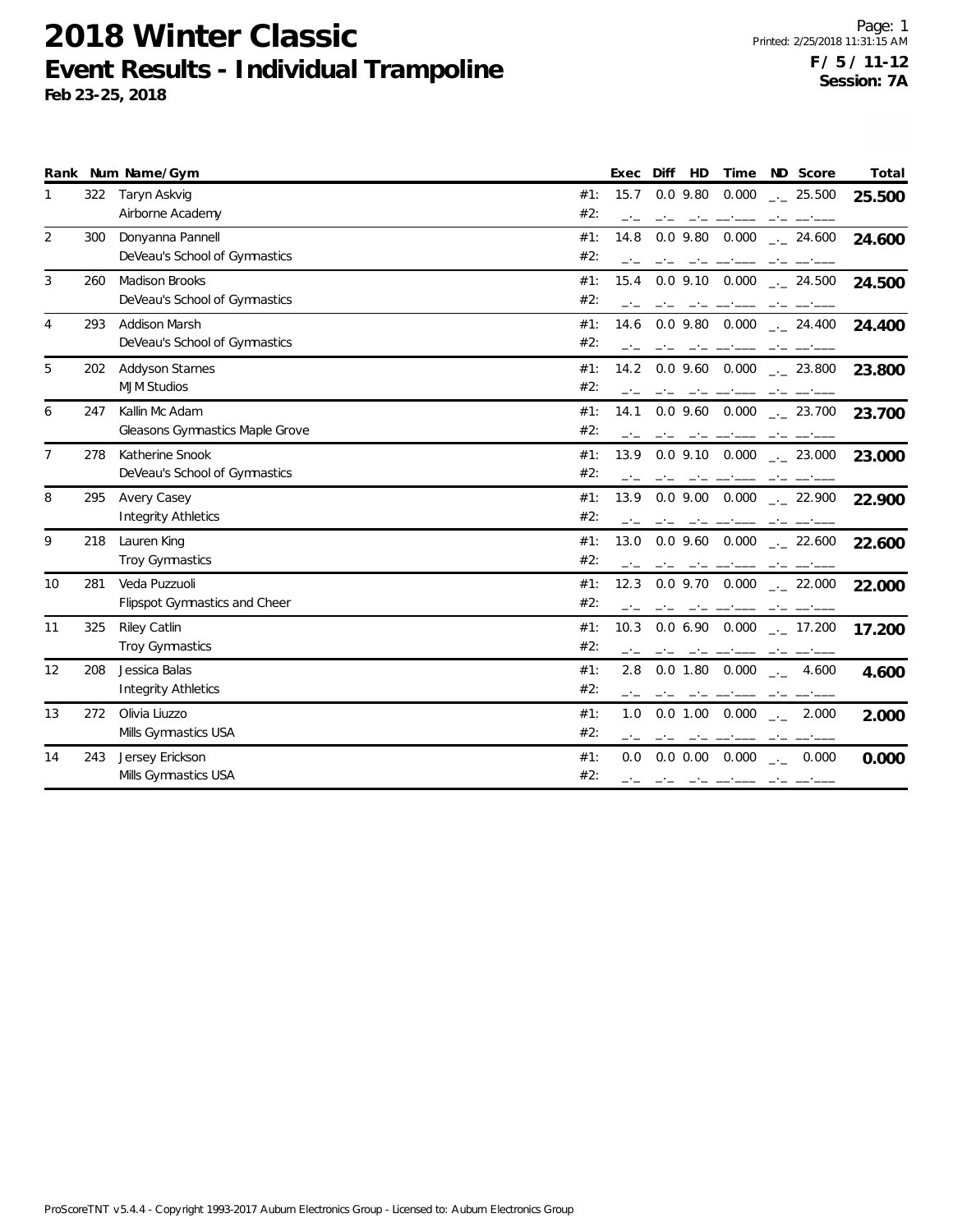# 2018 Winter Classic

## Event Results - Individual Trampoline

**Feb 23-25, 2018**

Printed: 2/25/2018 11:31:15 AM

**F / 5 / 11-12**
**Session: 7A**

| Rank | Num | Name/Gym | | Exec | Diff | HD | Time | ND | Score | Total |
|---|---|---|---|---|---|---|---|---|---|---|
| 1 | 322 | Taryn Askvig | #1: | 15.7 | 0.0 | 9.80 | 0.000 | _._ | 25.500 | **25.500** |
| | | Airborne Academy | #2: | _._ | _._ | _._ | __.___ | _._ | __.___ | |
| 2 | 300 | Donyanna Pannell | #1: | 14.8 | 0.0 | 9.80 | 0.000 | _._ | 24.600 | **24.600** |
| | | DeVeau's School of Gymnastics | #2: | _._ | _._ | _._ | __.___ | _._ | __.___ | |
| 3 | 260 | Madison Brooks | #1: | 15.4 | 0.0 | 9.10 | 0.000 | _._ | 24.500 | **24.500** |
| | | DeVeau's School of Gymnastics | #2: | _._ | _._ | _._ | __.___ | _._ | __.___ | |
| 4 | 293 | Addison Marsh | #1: | 14.6 | 0.0 | 9.80 | 0.000 | _._ | 24.400 | **24.400** |
| | | DeVeau's School of Gymnastics | #2: | _._ | _._ | _._ | __.___ | _._ | __.___ | |
| 5 | 202 | Addyson Starnes | #1: | 14.2 | 0.0 | 9.60 | 0.000 | _._ | 23.800 | **23.800** |
| | | MJM Studios | #2: | _._ | _._ | _._ | __.___ | _._ | __.___ | |
| 6 | 247 | Kallin Mc Adam | #1: | 14.1 | 0.0 | 9.60 | 0.000 | _._ | 23.700 | **23.700** |
| | | Gleasons Gymnastics Maple Grove | #2: | _._ | _._ | _._ | __.___ | _._ | __.___ | |
| 7 | 278 | Katherine Snook | #1: | 13.9 | 0.0 | 9.10 | 0.000 | _._ | 23.000 | **23.000** |
| | | DeVeau's School of Gymnastics | #2: | _._ | _._ | _._ | __.___ | _._ | __.___ | |
| 8 | 295 | Avery Casey | #1: | 13.9 | 0.0 | 9.00 | 0.000 | _._ | 22.900 | **22.900** |
| | | Integrity Athletics | #2: | _._ | _._ | _._ | __.___ | _._ | __.___ | |
| 9 | 218 | Lauren King | #1: | 13.0 | 0.0 | 9.60 | 0.000 | _._ | 22.600 | **22.600** |
| | | Troy Gymnastics | #2: | _._ | _._ | _._ | __.___ | _._ | __.___ | |
| 10 | 281 | Veda Puzzuoli | #1: | 12.3 | 0.0 | 9.70 | 0.000 | _._ | 22.000 | **22.000** |
| | | Flipspot Gymnastics and Cheer | #2: | _._ | _._ | _._ | __.___ | _._ | __.___ | |
| 11 | 325 | Riley Catlin | #1: | 10.3 | 0.0 | 6.90 | 0.000 | _._ | 17.200 | **17.200** |
| | | Troy Gymnastics | #2: | _._ | _._ | _._ | __.___ | _._ | __.___ | |
| 12 | 208 | Jessica Balas | #1: | 2.8 | 0.0 | 1.80 | 0.000 | _._ | 4.600 | **4.600** |
| | | Integrity Athletics | #2: | _._ | _._ | _._ | __.___ | _._ | __.___ | |
| 13 | 272 | Olivia Liuzzo | #1: | 1.0 | 0.0 | 1.00 | 0.000 | _._ | 2.000 | **2.000** |
| | | Mills Gymnastics USA | #2: | _._ | _._ | _._ | __.___ | _._ | __.___ | |
| 14 | 243 | Jersey Erickson | #1: | 0.0 | 0.0 | 0.00 | 0.000 | _._ | 0.000 | **0.000** |
| | | Mills Gymnastics USA | #2: | _._ | _._ | _._ | __.___ | _._ | __.___ | |

ProScoreTNT v5.4.4 - Copyright 1993-2017 Auburn Electronics Group - Licensed to: Auburn Electronics Group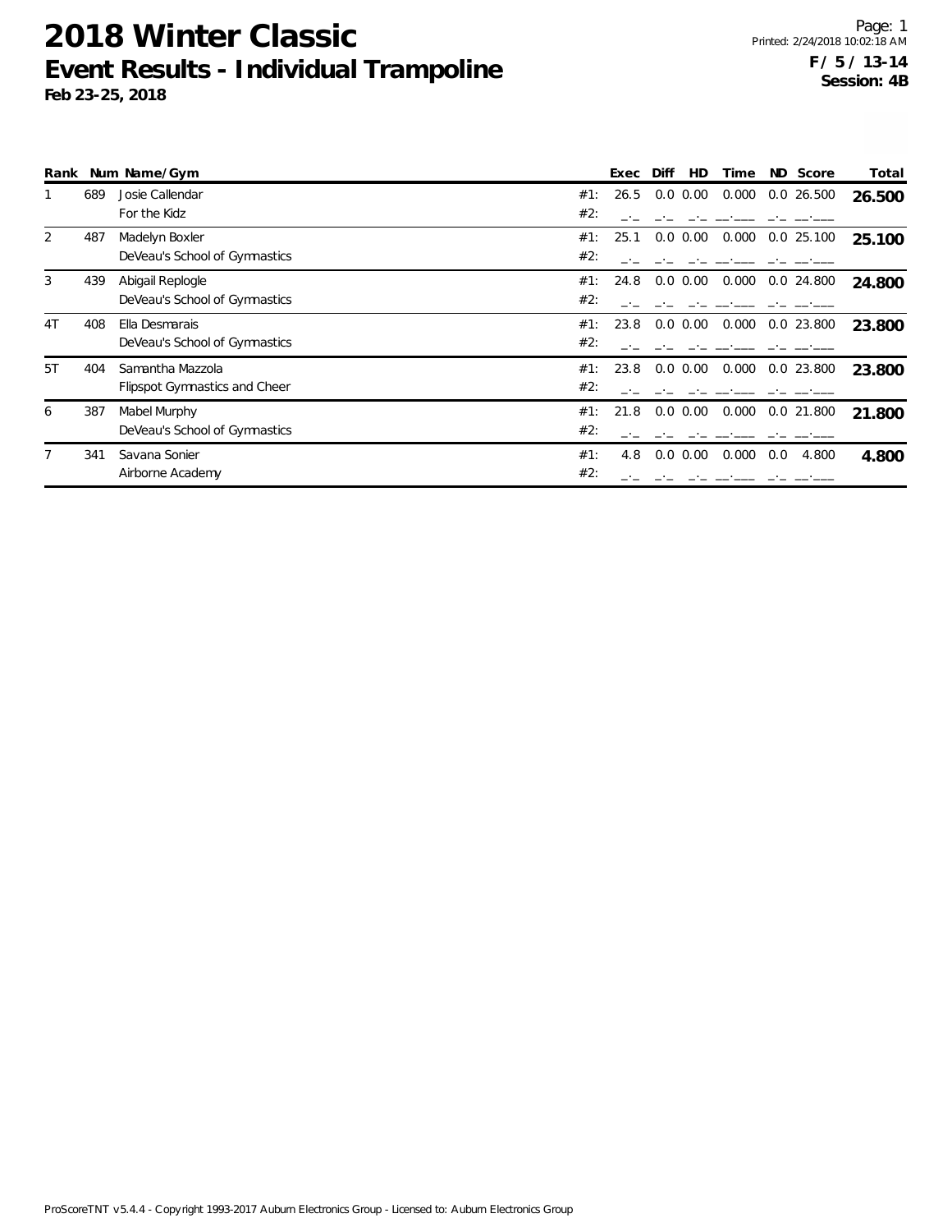# 2018 Winter Classic

## Event Results - Individual Trampoline

**Feb 23-25, 2018**

**F / 5 / 13-14**
**Session: 4B**

| Rank | Num | Name/Gym | | Exec | Diff | HD | Time | ND | Score | Total |
|---|---|---|---|---|---|---|---|---|---|---|
| 1 | 689 | Josie Callendar | #1: | 26.5 | 0.0 | 0.00 | 0.000 | 0.0 | 26.500 | **26.500** |
| | | For the Kidz | #2: | _._ | _._ | _._ | __.___ | _._ | __.___ | |
| 2 | 487 | Madelyn Boxler | #1: | 25.1 | 0.0 | 0.00 | 0.000 | 0.0 | 25.100 | **25.100** |
| | | DeVeau's School of Gymnastics | #2: | _._ | _._ | _._ | __.___ | _._ | __.___ | |
| 3 | 439 | Abigail Replogle | #1: | 24.8 | 0.0 | 0.00 | 0.000 | 0.0 | 24.800 | **24.800** |
| | | DeVeau's School of Gymnastics | #2: | _._ | _._ | _._ | __.___ | _._ | __.___ | |
| 4T | 408 | Ella Desmarais | #1: | 23.8 | 0.0 | 0.00 | 0.000 | 0.0 | 23.800 | **23.800** |
| | | DeVeau's School of Gymnastics | #2: | _._ | _._ | _._ | __.___ | _._ | __.___ | |
| 5T | 404 | Samantha Mazzola | #1: | 23.8 | 0.0 | 0.00 | 0.000 | 0.0 | 23.800 | **23.800** |
| | | Flipspot Gymnastics and Cheer | #2: | _._ | _._ | _._ | __.___ | _._ | __.___ | |
| 6 | 387 | Mabel Murphy | #1: | 21.8 | 0.0 | 0.00 | 0.000 | 0.0 | 21.800 | **21.800** |
| | | DeVeau's School of Gymnastics | #2: | _._ | _._ | _._ | __.___ | _._ | __.___ | |
| 7 | 341 | Savana Sonier | #1: | 4.8 | 0.0 | 0.00 | 0.000 | 0.0 | 4.800 | **4.800** |
| | | Airborne Academy | #2: | _._ | _._ | _._ | __.___ | _._ | __.___ | |

ProScoreTNT v5.4.4 - Copyright 1993-2017 Auburn Electronics Group - Licensed to: Auburn Electronics Group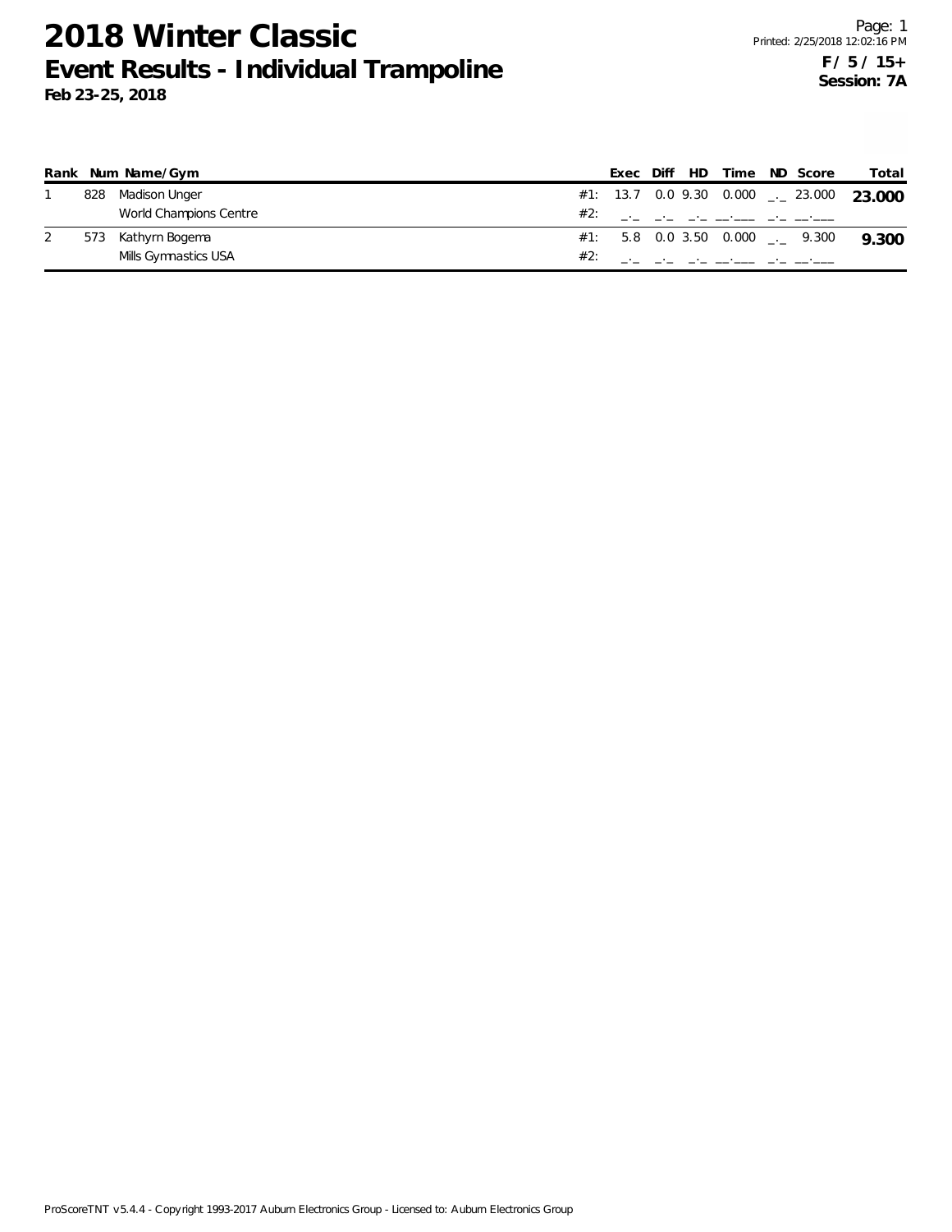# 2018 Winter Classic

## Event Results - Individual Trampoline

**Feb 23-25, 2018**

Printed: 2/25/2018 12:02:16 PM

**F / 5 / 15+**
**Session: 7A**

| Rank | Num | Name/Gym | | Exec | Diff | HD | Time | ND | Score | Total |
|---|---|---|---|---|---|---|---|---|---|---|
| 1 | 828 | Madison Unger | #1: | 13.7 | 0.0 | 9.30 | 0.000 | _._ | 23.000 | **23.000** |
| | | World Champions Centre | #2: | _._ | _._ | _._ | __.___ | _._ | __.___ | |
| 2 | 573 | Kathyrn Bogema | #1: | 5.8 | 0.0 | 3.50 | 0.000 | _._ | 9.300 | **9.300** |
| | | Mills Gymnastics USA | #2: | _._ | _._ | _._ | __.___ | _._ | __.___ | |

ProScoreTNT v5.4.4 - Copyright 1993-2017 Auburn Electronics Group - Licensed to: Auburn Electronics Group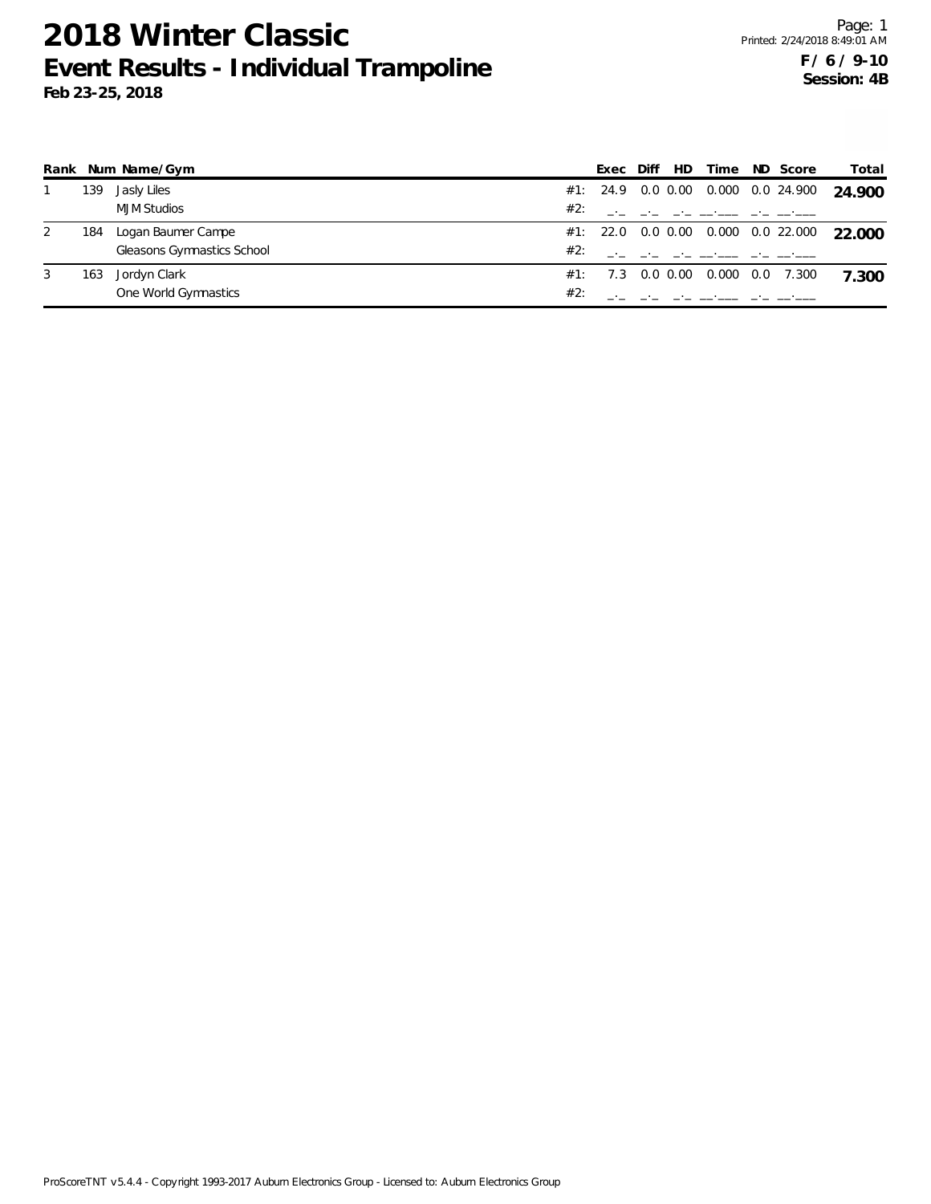# 2018 Winter Classic

## Event Results - Individual Trampoline

**Feb 23-25, 2018**

Printed: 2/24/2018 8:49:01 AM

**F / 6 / 9-10**
**Session: 4B**

| Rank | Num | Name/Gym | | Exec | Diff | HD | Time | ND | Score | Total |
|---|---|---|---|---|---|---|---|---|---|---|
| 1 | 139 | Jasly Liles | #1: | 24.9 | 0.0 | 0.00 | 0.000 | 0.0 | 24.900 | **24.900** |
| | | MJM Studios | #2: | _._ | _._ | _._ | __.___ | _._ | __.___ | |
| 2 | 184 | Logan Baumer Campe | #1: | 22.0 | 0.0 | 0.00 | 0.000 | 0.0 | 22.000 | **22.000** |
| | | Gleasons Gymnastics School | #2: | _._ | _._ | _._ | __.___ | _._ | __.___ | |
| 3 | 163 | Jordyn Clark | #1: | 7.3 | 0.0 | 0.00 | 0.000 | 0.0 | 7.300 | **7.300** |
| | | One World Gymnastics | #2: | _._ | _._ | _._ | __.___ | _._ | __.___ | |

ProScoreTNT v5.4.4 - Copyright 1993-2017 Auburn Electronics Group - Licensed to: Auburn Electronics Group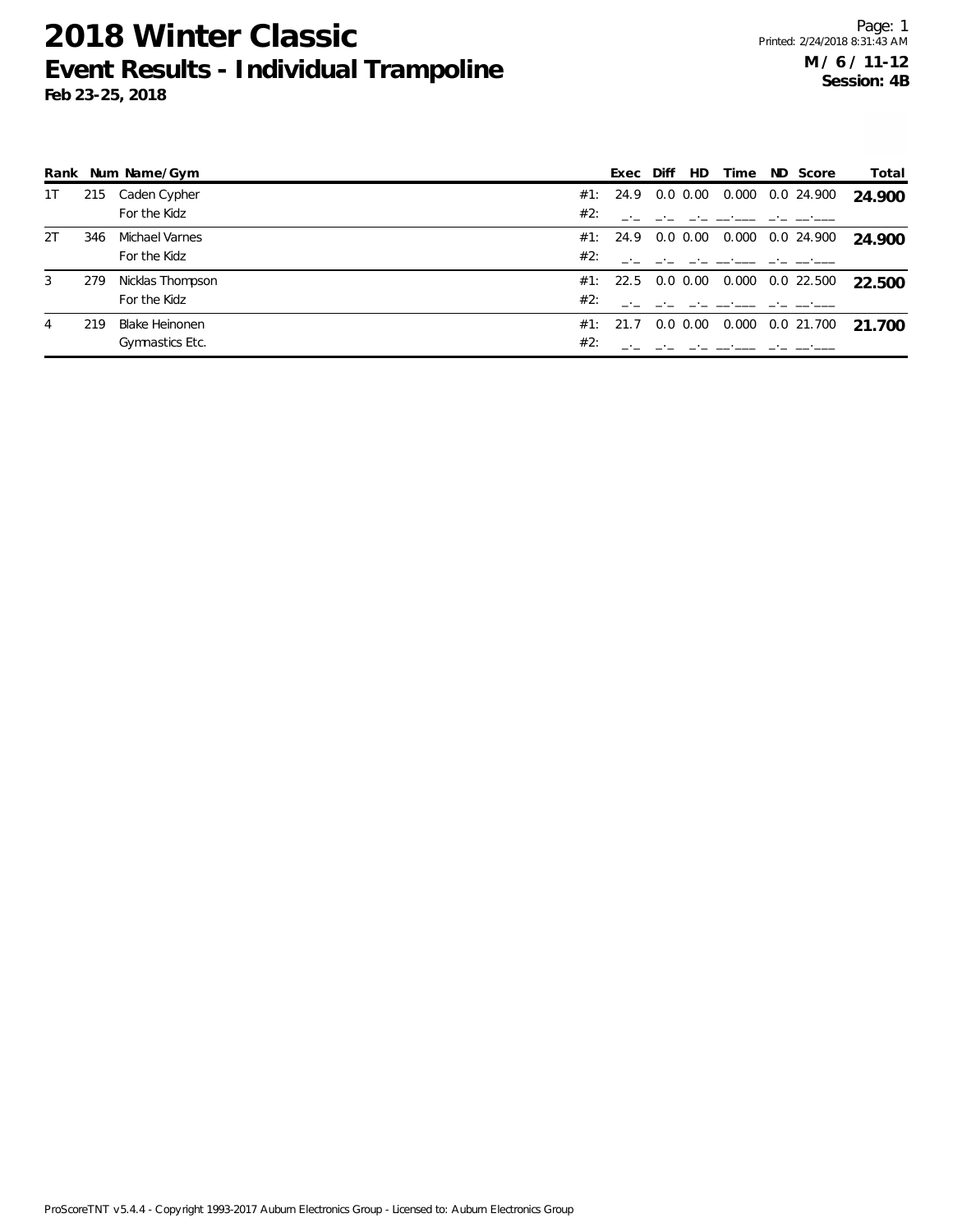# 2018 Winter Classic

## Event Results - Individual Trampoline

**Feb 23-25, 2018**

Printed: 2/24/2018 8:31:43 AM

**M / 6 / 11-12**
**Session: 4B**

| Rank | Num | Name/Gym | | Exec | Diff | HD | Time | ND | Score | Total |
|---|---|---|---|---|---|---|---|---|---|---|
| 1T | 215 | Caden Cypher | #1: | 24.9 | 0.0 | 0.00 | 0.000 | 0.0 | 24.900 | **24.900** |
| | | For the Kidz | #2: | _._ | _._ | _._ | __.___ | _._ | __.___ | |
| 2T | 346 | Michael Varnes | #1: | 24.9 | 0.0 | 0.00 | 0.000 | 0.0 | 24.900 | **24.900** |
| | | For the Kidz | #2: | _._ | _._ | _._ | __.___ | _._ | __.___ | |
| 3 | 279 | Nicklas Thompson | #1: | 22.5 | 0.0 | 0.00 | 0.000 | 0.0 | 22.500 | **22.500** |
| | | For the Kidz | #2: | _._ | _._ | _._ | __.___ | _._ | __.___ | |
| 4 | 219 | Blake Heinonen | #1: | 21.7 | 0.0 | 0.00 | 0.000 | 0.0 | 21.700 | **21.700** |
| | | Gymnastics Etc. | #2: | _._ | _._ | _._ | __.___ | _._ | __.___ | |

ProScoreTNT v5.4.4 - Copyright 1993-2017 Auburn Electronics Group - Licensed to: Auburn Electronics Group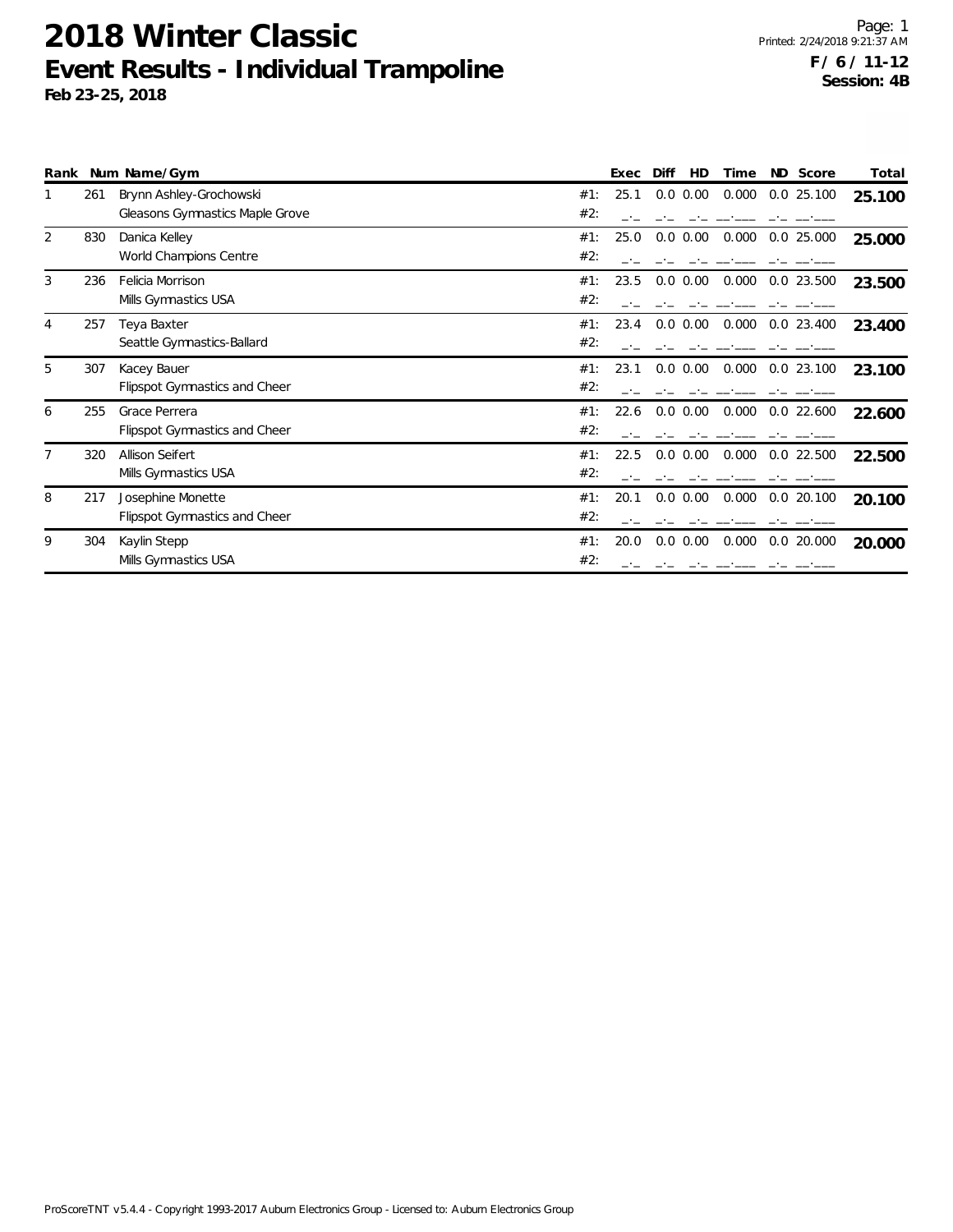# 2018 Winter Classic

## Event Results - Individual Trampoline

**Feb 23-25, 2018**

**F / 6 / 11-12**
**Session: 4B**

| Rank | Num | Name/Gym | | Exec | Diff | HD | Time | ND | Score | Total |
|---|---|---|---|---|---|---|---|---|---|---|
| 1 | 261 | Brynn Ashley-Grochowski | #1: | 25.1 | 0.0 | 0.00 | 0.000 | 0.0 | 25.100 | **25.100** |
| | | Gleasons Gymnastics Maple Grove | #2: | _._ | _._ | _._ | __.___ | _._ | __.___ | |
| 2 | 830 | Danica Kelley | #1: | 25.0 | 0.0 | 0.00 | 0.000 | 0.0 | 25.000 | **25.000** |
| | | World Champions Centre | #2: | _._ | _._ | _._ | __.___ | _._ | __.___ | |
| 3 | 236 | Felicia Morrison | #1: | 23.5 | 0.0 | 0.00 | 0.000 | 0.0 | 23.500 | **23.500** |
| | | Mills Gymnastics USA | #2: | _._ | _._ | _._ | __.___ | _._ | __.___ | |
| 4 | 257 | Teya Baxter | #1: | 23.4 | 0.0 | 0.00 | 0.000 | 0.0 | 23.400 | **23.400** |
| | | Seattle Gymnastics-Ballard | #2: | _._ | _._ | _._ | __.___ | _._ | __.___ | |
| 5 | 307 | Kacey Bauer | #1: | 23.1 | 0.0 | 0.00 | 0.000 | 0.0 | 23.100 | **23.100** |
| | | Flipspot Gymnastics and Cheer | #2: | _._ | _._ | _._ | __.___ | _._ | __.___ | |
| 6 | 255 | Grace Perrera | #1: | 22.6 | 0.0 | 0.00 | 0.000 | 0.0 | 22.600 | **22.600** |
| | | Flipspot Gymnastics and Cheer | #2: | _._ | _._ | _._ | __.___ | _._ | __.___ | |
| 7 | 320 | Allison Seifert | #1: | 22.5 | 0.0 | 0.00 | 0.000 | 0.0 | 22.500 | **22.500** |
| | | Mills Gymnastics USA | #2: | _._ | _._ | _._ | __.___ | _._ | __.___ | |
| 8 | 217 | Josephine Monette | #1: | 20.1 | 0.0 | 0.00 | 0.000 | 0.0 | 20.100 | **20.100** |
| | | Flipspot Gymnastics and Cheer | #2: | _._ | _._ | _._ | __.___ | _._ | __.___ | |
| 9 | 304 | Kaylin Stepp | #1: | 20.0 | 0.0 | 0.00 | 0.000 | 0.0 | 20.000 | **20.000** |
| | | Mills Gymnastics USA | #2: | _._ | _._ | _._ | __.___ | _._ | __.___ | |

ProScoreTNT v5.4.4 - Copyright 1993-2017 Auburn Electronics Group - Licensed to: Auburn Electronics Group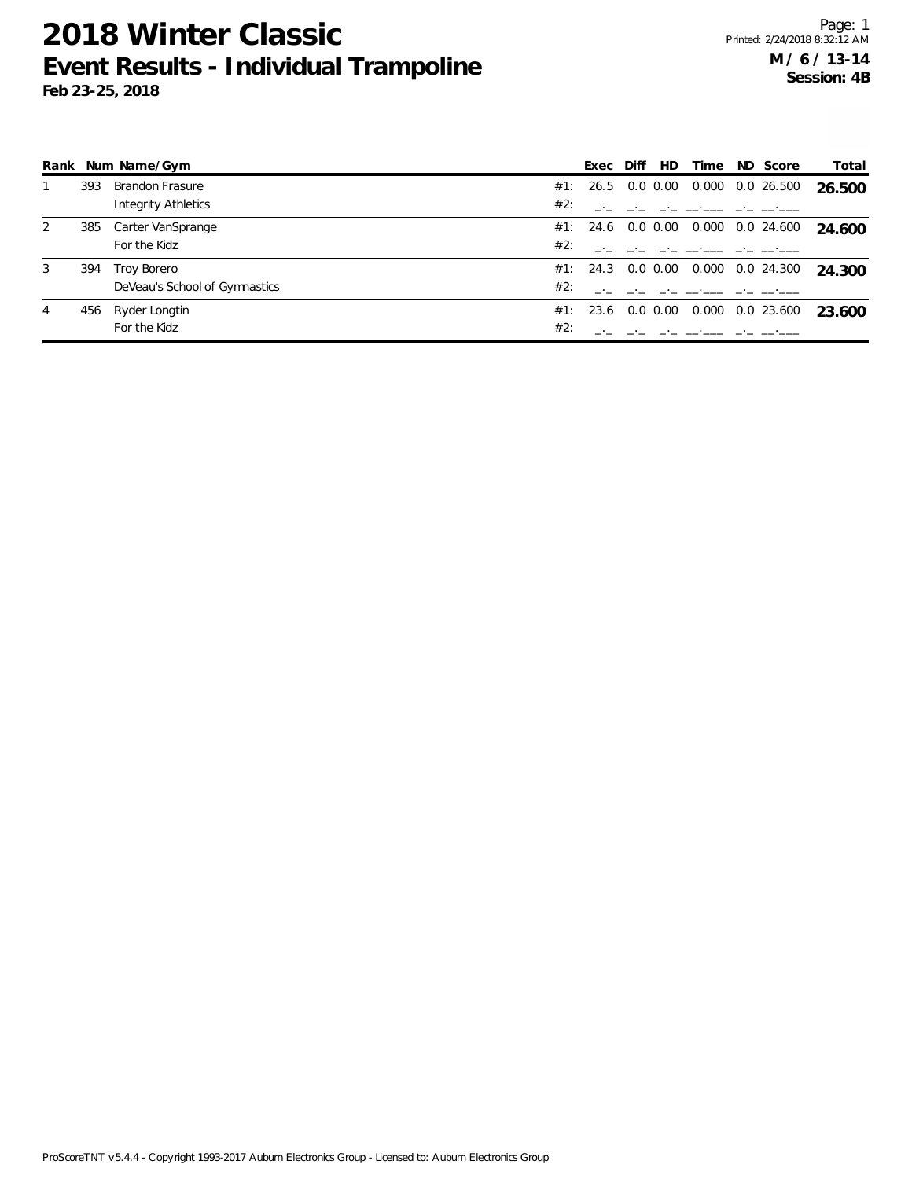# 2018 Winter Classic
## Event Results - Individual Trampoline
**Feb 23-25, 2018**

Printed: 2/24/2018 8:32:12 AM

**M / 6 / 13-14**
**Session: 4B**

| Rank | Num | Name/Gym | | Exec | Diff | HD | Time | ND | Score | Total |
|---|---|---|---|---|---|---|---|---|---|---|
| 1 | 393 | Brandon Frasure | #1: | 26.5 | 0.0 | 0.00 | 0.000 | 0.0 | 26.500 | **26.500** |
| | | Integrity Athletics | #2: | _._ | _._ | _._ | __.___ | _._ | __.___ | |
| 2 | 385 | Carter VanSprange | #1: | 24.6 | 0.0 | 0.00 | 0.000 | 0.0 | 24.600 | **24.600** |
| | | For the Kidz | #2: | _._ | _._ | _._ | __.___ | _._ | __.___ | |
| 3 | 394 | Troy Borero | #1: | 24.3 | 0.0 | 0.00 | 0.000 | 0.0 | 24.300 | **24.300** |
| | | DeVeau's School of Gymnastics | #2: | _._ | _._ | _._ | __.___ | _._ | __.___ | |
| 4 | 456 | Ryder Longtin | #1: | 23.6 | 0.0 | 0.00 | 0.000 | 0.0 | 23.600 | **23.600** |
| | | For the Kidz | #2: | _._ | _._ | _._ | __.___ | _._ | __.___ | |

ProScoreTNT v5.4.4 - Copyright 1993-2017 Auburn Electronics Group - Licensed to: Auburn Electronics Group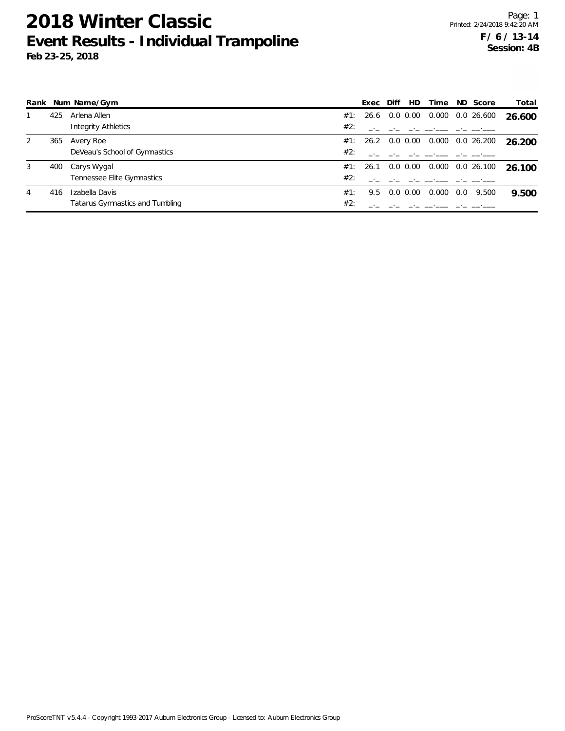# 2018 Winter Classic

## Event Results - Individual Trampoline

**Feb 23-25, 2018**

**F / 6 / 13-14**
**Session: 4B**

| Rank | Num | Name/Gym | | Exec | Diff | HD | Time | ND | Score | Total |
|---|---|---|---|---|---|---|---|---|---|---|
| 1 | 425 | Arlena Allen | #1: | 26.6 | 0.0 | 0.00 | 0.000 | 0.0 | 26.600 | **26.600** |
| | | Integrity Athletics | #2: | _._ | _._ | _._ | __.___ | _._ | __.___ | |
| 2 | 365 | Avery Roe | #1: | 26.2 | 0.0 | 0.00 | 0.000 | 0.0 | 26.200 | **26.200** |
| | | DeVeau's School of Gymnastics | #2: | _._ | _._ | _._ | __.___ | _._ | __.___ | |
| 3 | 400 | Carys Wygal | #1: | 26.1 | 0.0 | 0.00 | 0.000 | 0.0 | 26.100 | **26.100** |
| | | Tennessee Elite Gymnastics | #2: | _._ | _._ | _._ | __.___ | _._ | __.___ | |
| 4 | 416 | Izabella Davis | #1: | 9.5 | 0.0 | 0.00 | 0.000 | 0.0 | 9.500 | **9.500** |
| | | Tatarus Gymnastics and Tumbling | #2: | _._ | _._ | _._ | __.___ | _._ | __.___ | |

ProScoreTNT v5.4.4 - Copyright 1993-2017 Auburn Electronics Group - Licensed to: Auburn Electronics Group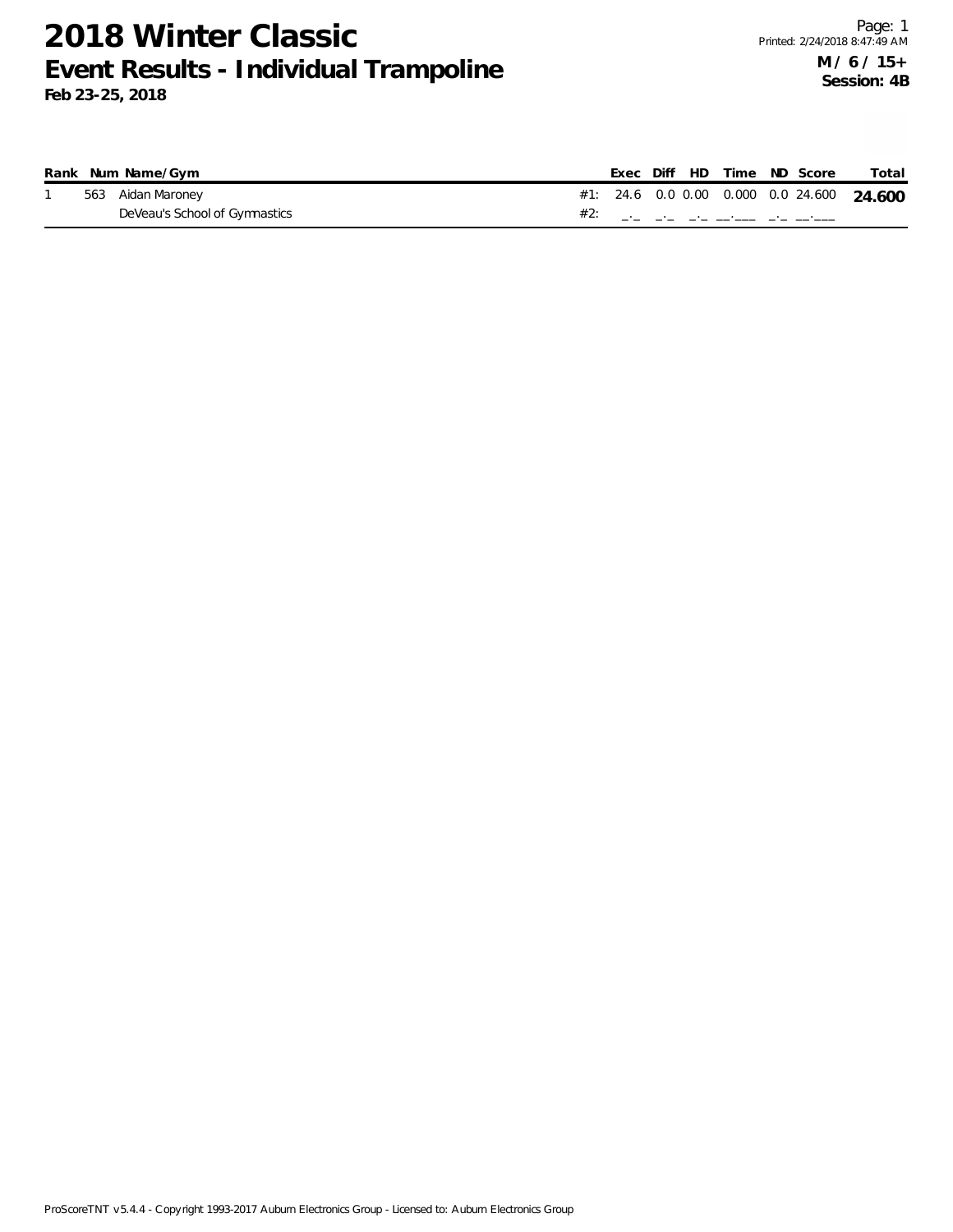# 2018 Winter Classic

## Event Results - Individual Trampoline

**Feb 23-25, 2018**

Printed: 2/24/2018 8:47:49 AM

**M / 6 / 15+**
**Session: 4B**

| Rank | Num | Name/Gym | | Exec | Diff | HD | Time | ND | Score | Total |
|---|---|---|---|---|---|---|---|---|---|---|
| 1 | 563 | Aidan Maroney | #1: | 24.6 | 0.0 | 0.00 | 0.000 | 0.0 | 24.600 | **24.600** |
| | | DeVeau's School of Gymnastics | #2: | _._ | _._ | _._ | __.___ | _._ | __.___ | |

ProScoreTNT v5.4.4 - Copyright 1993-2017 Auburn Electronics Group - Licensed to: Auburn Electronics Group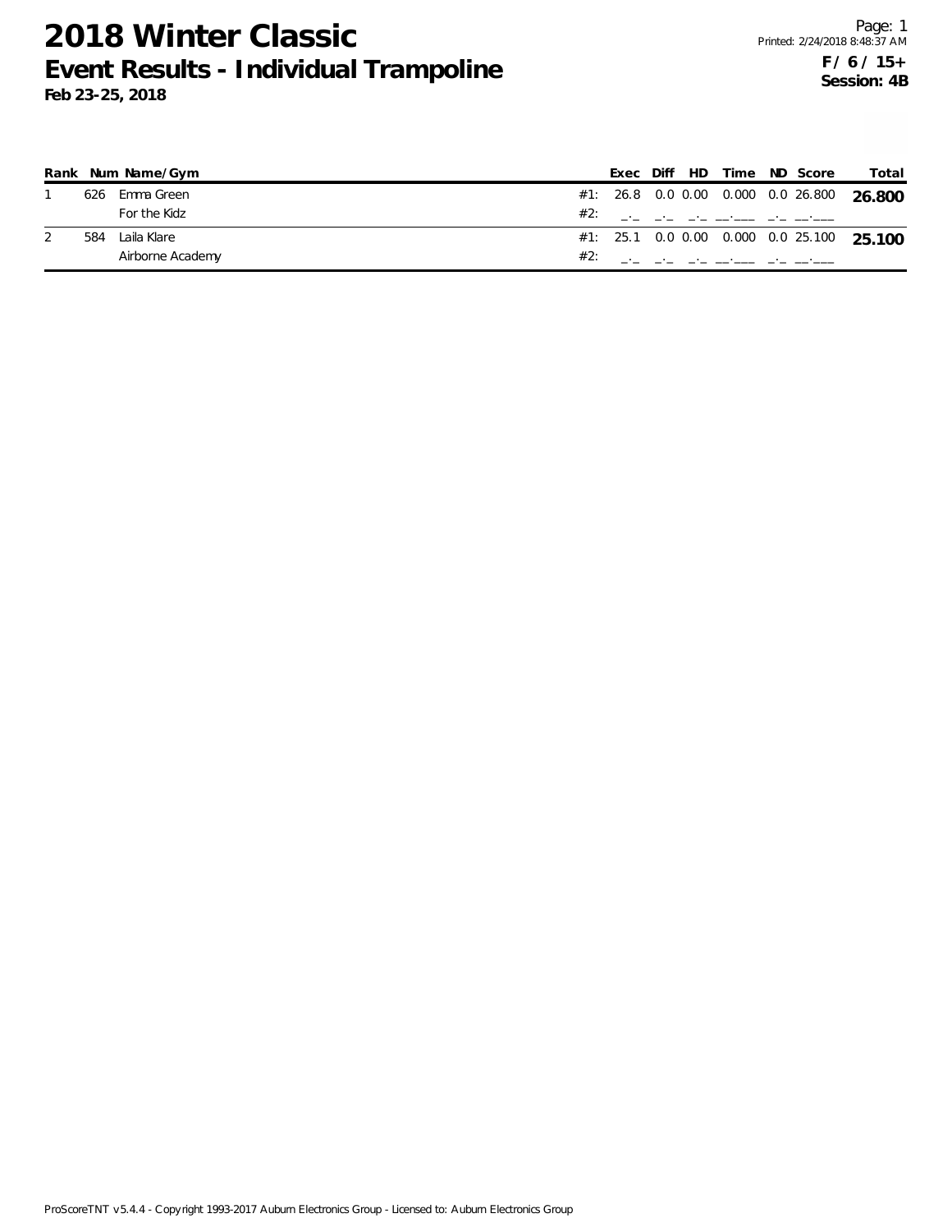# 2018 Winter Classic
## Event Results - Individual Trampoline
**Feb 23-25, 2018**

Printed: 2/24/2018 8:48:37 AM

**F / 6 / 15+**
**Session: 4B**

| Rank | Num | Name/Gym | | Exec | Diff | HD | Time | ND | Score | Total |
|---|---|---|---|---|---|---|---|---|---|---|
| 1 | 626 | Emma Green | #1: | 26.8 | 0.0 | 0.00 | 0.000 | 0.0 | 26.800 | **26.800** |
| | | For the Kidz | #2: | _._ | _._ | _._ | __.___ | _._ | __.___ | |
| 2 | 584 | Laila Klare | #1: | 25.1 | 0.0 | 0.00 | 0.000 | 0.0 | 25.100 | **25.100** |
| | | Airborne Academy | #2: | _._ | _._ | _._ | __.___ | _._ | __.___ | |

ProScoreTNT v5.4.4 - Copyright 1993-2017 Auburn Electronics Group - Licensed to: Auburn Electronics Group